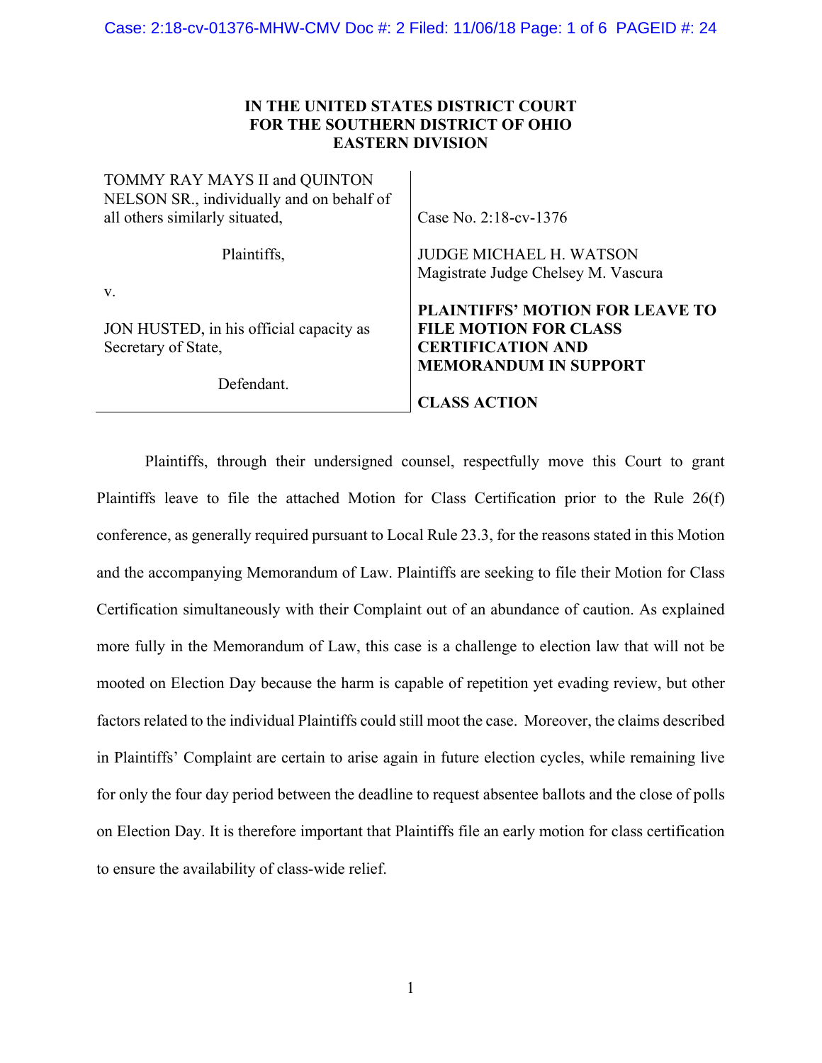**IN THE UNITED STATES DISTRICT COURT**
**FOR THE SOUTHERN DISTRICT OF OHIO**
**EASTERN DIVISION**

| | |
|---|---|
| TOMMY RAY MAYS II and QUINTON NELSON SR., individually and on behalf of all others similarly situated, | Case No. 2:18-cv-1376 |
| Plaintiffs, | JUDGE MICHAEL H. WATSON<br>Magistrate Judge Chelsey M. Vascura |
| v. | |
| JON HUSTED, in his official capacity as Secretary of State, | **PLAINTIFFS' MOTION FOR LEAVE TO FILE MOTION FOR CLASS CERTIFICATION AND MEMORANDUM IN SUPPORT** |
| Defendant. | **CLASS ACTION** |

Plaintiffs, through their undersigned counsel, respectfully move this Court to grant Plaintiffs leave to file the attached Motion for Class Certification prior to the Rule 26(f) conference, as generally required pursuant to Local Rule 23.3, for the reasons stated in this Motion and the accompanying Memorandum of Law. Plaintiffs are seeking to file their Motion for Class Certification simultaneously with their Complaint out of an abundance of caution. As explained more fully in the Memorandum of Law, this case is a challenge to election law that will not be mooted on Election Day because the harm is capable of repetition yet evading review, but other factors related to the individual Plaintiffs could still moot the case. Moreover, the claims described in Plaintiffs' Complaint are certain to arise again in future election cycles, while remaining live for only the four day period between the deadline to request absentee ballots and the close of polls on Election Day. It is therefore important that Plaintiffs file an early motion for class certification to ensure the availability of class-wide relief.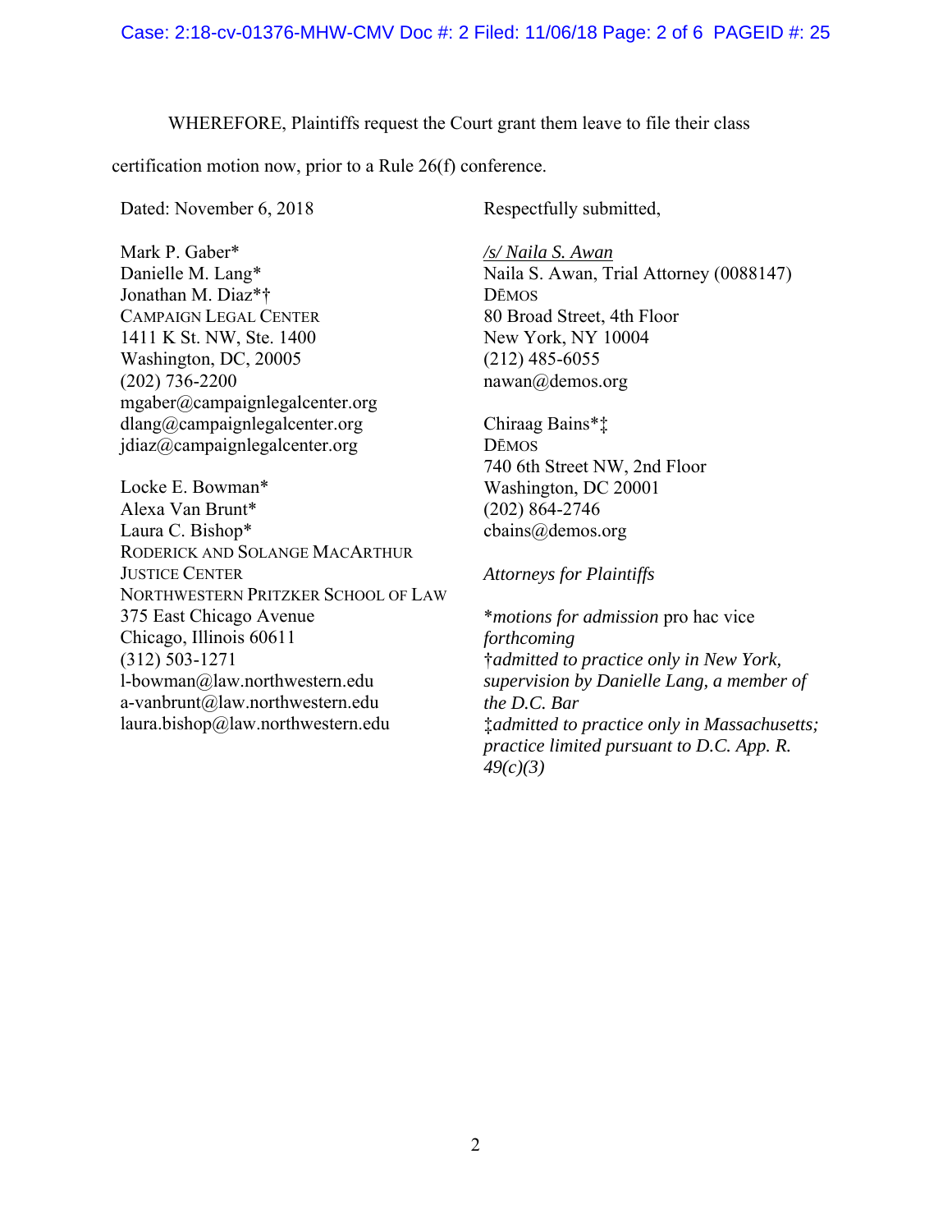WHEREFORE, Plaintiffs request the Court grant them leave to file their class certification motion now, prior to a Rule 26(f) conference.

Dated: November 6, 2018

Respectfully submitted,

*/s/ Naila S. Awan*
Naila S. Awan, Trial Attorney (0088147)
DĒMOS
80 Broad Street, 4th Floor
New York, NY 10004
(212) 485-6055
nawan@demos.org

Chiraag Bains*‡
DĒMOS
740 6th Street NW, 2nd Floor
Washington, DC 20001
(202) 864-2746
cbains@demos.org

Mark P. Gaber*
Danielle M. Lang*
Jonathan M. Diaz*†
CAMPAIGN LEGAL CENTER
1411 K St. NW, Ste. 1400
Washington, DC, 20005
(202) 736-2200
mgaber@campaignlegalcenter.org
dlang@campaignlegalcenter.org
jdiaz@campaignlegalcenter.org

Locke E. Bowman*
Alexa Van Brunt*
Laura C. Bishop*
RODERICK AND SOLANGE MACARTHUR JUSTICE CENTER
NORTHWESTERN PRITZKER SCHOOL OF LAW
375 East Chicago Avenue
Chicago, Illinois 60611
(312) 503-1271
l-bowman@law.northwestern.edu
a-vanbrunt@law.northwestern.edu
laura.bishop@law.northwestern.edu

*Attorneys for Plaintiffs*

\**motions for admission* pro hac vice *forthcoming*
†*admitted to practice only in New York, supervision by Danielle Lang, a member of the D.C. Bar*
‡*admitted to practice only in Massachusetts; practice limited pursuant to D.C. App. R. 49(c)(3)*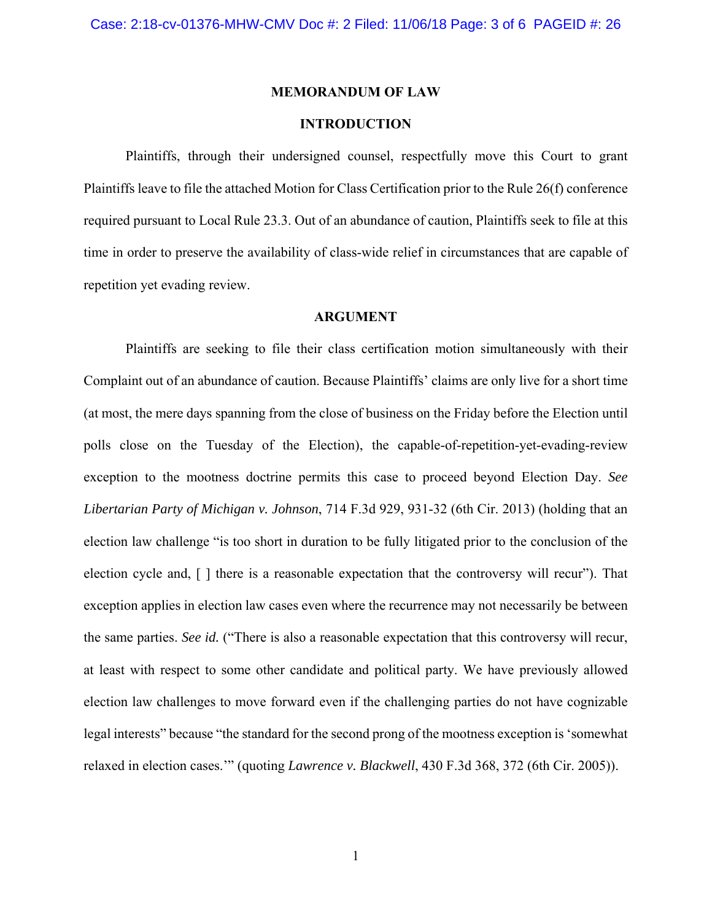# MEMORANDUM OF LAW

## INTRODUCTION

Plaintiffs, through their undersigned counsel, respectfully move this Court to grant Plaintiffs leave to file the attached Motion for Class Certification prior to the Rule 26(f) conference required pursuant to Local Rule 23.3. Out of an abundance of caution, Plaintiffs seek to file at this time in order to preserve the availability of class-wide relief in circumstances that are capable of repetition yet evading review.

## ARGUMENT

Plaintiffs are seeking to file their class certification motion simultaneously with their Complaint out of an abundance of caution. Because Plaintiffs' claims are only live for a short time (at most, the mere days spanning from the close of business on the Friday before the Election until polls close on the Tuesday of the Election), the capable-of-repetition-yet-evading-review exception to the mootness doctrine permits this case to proceed beyond Election Day. *See Libertarian Party of Michigan v. Johnson*, 714 F.3d 929, 931-32 (6th Cir. 2013) (holding that an election law challenge "is too short in duration to be fully litigated prior to the conclusion of the election cycle and, [ ] there is a reasonable expectation that the controversy will recur"). That exception applies in election law cases even where the recurrence may not necessarily be between the same parties. *See id.* ("There is also a reasonable expectation that this controversy will recur, at least with respect to some other candidate and political party. We have previously allowed election law challenges to move forward even if the challenging parties do not have cognizable legal interests" because "the standard for the second prong of the mootness exception is 'somewhat relaxed in election cases.'" (quoting *Lawrence v. Blackwell*, 430 F.3d 368, 372 (6th Cir. 2005)).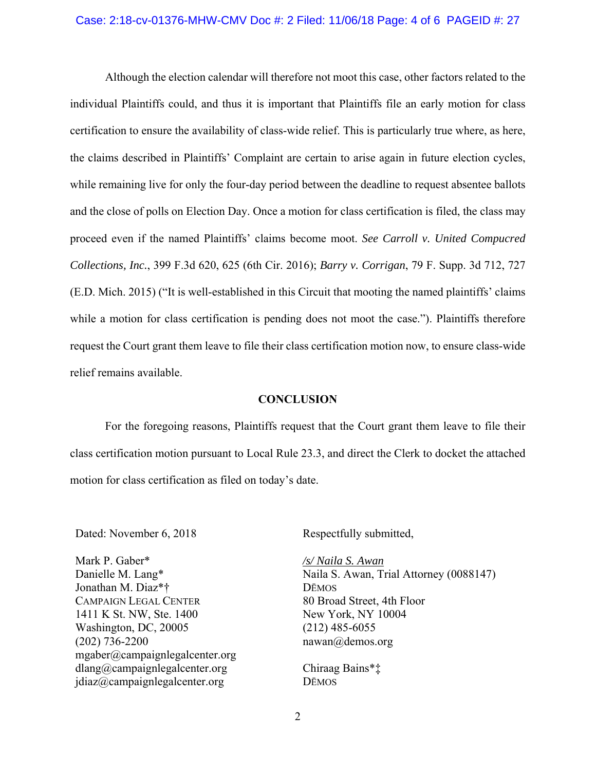Although the election calendar will therefore not moot this case, other factors related to the individual Plaintiffs could, and thus it is important that Plaintiffs file an early motion for class certification to ensure the availability of class-wide relief. This is particularly true where, as here, the claims described in Plaintiffs' Complaint are certain to arise again in future election cycles, while remaining live for only the four-day period between the deadline to request absentee ballots and the close of polls on Election Day. Once a motion for class certification is filed, the class may proceed even if the named Plaintiffs' claims become moot. *See Carroll v. United Compucred Collections, Inc.*, 399 F.3d 620, 625 (6th Cir. 2016); *Barry v. Corrigan*, 79 F. Supp. 3d 712, 727 (E.D. Mich. 2015) ("It is well-established in this Circuit that mooting the named plaintiffs' claims while a motion for class certification is pending does not moot the case."). Plaintiffs therefore request the Court grant them leave to file their class certification motion now, to ensure class-wide relief remains available.

## CONCLUSION

For the foregoing reasons, Plaintiffs request that the Court grant them leave to file their class certification motion pursuant to Local Rule 23.3, and direct the Clerk to docket the attached motion for class certification as filed on today's date.

Dated: November 6, 2018

Respectfully submitted,

/s/ Naila S. Awan
Naila S. Awan, Trial Attorney (0088147)
DĒMOS
80 Broad Street, 4th Floor
New York, NY 10004
(212) 485-6055
nawan@demos.org

Chiraag Bains*‡
DĒMOS

Mark P. Gaber*
Danielle M. Lang*
Jonathan M. Diaz*†
CAMPAIGN LEGAL CENTER
1411 K St. NW, Ste. 1400
Washington, DC, 20005
(202) 736-2200
mgaber@campaignlegalcenter.org
dlang@campaignlegalcenter.org
jdiaz@campaignlegalcenter.org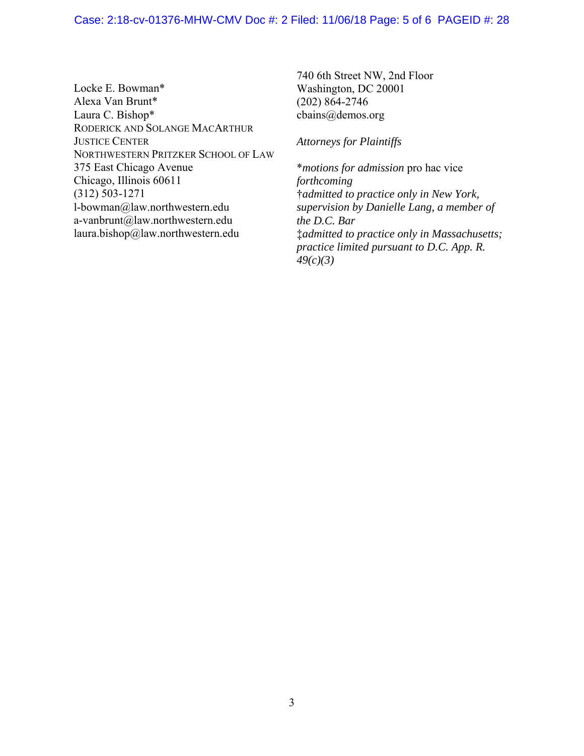Locke E. Bowman*
Alexa Van Brunt*
Laura C. Bishop*
RODERICK AND SOLANGE MACARTHUR JUSTICE CENTER
NORTHWESTERN PRITZKER SCHOOL OF LAW
375 East Chicago Avenue
Chicago, Illinois 60611
(312) 503-1271
l-bowman@law.northwestern.edu
a-vanbrunt@law.northwestern.edu
laura.bishop@law.northwestern.edu

740 6th Street NW, 2nd Floor
Washington, DC 20001
(202) 864-2746
cbains@demos.org

*Attorneys for Plaintiffs*

*\*motions for admission* pro hac vice *forthcoming*
*†admitted to practice only in New York, supervision by Danielle Lang, a member of the D.C. Bar*
*‡admitted to practice only in Massachusetts; practice limited pursuant to D.C. App. R. 49(c)(3)*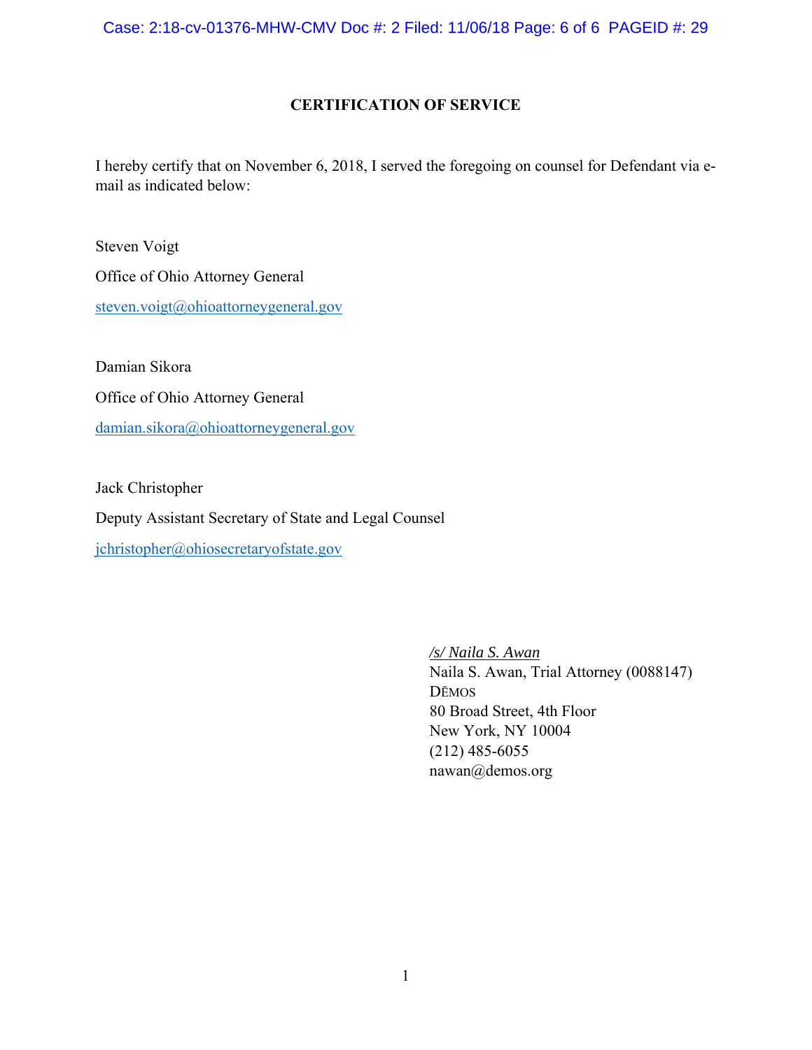## CERTIFICATION OF SERVICE

I hereby certify that on November 6, 2018, I served the foregoing on counsel for Defendant via e-mail as indicated below:

Steven Voigt

Office of Ohio Attorney General

steven.voigt@ohioattorneygeneral.gov

Damian Sikora

Office of Ohio Attorney General

damian.sikora@ohioattorneygeneral.gov

Jack Christopher

Deputy Assistant Secretary of State and Legal Counsel

jchristopher@ohiosecretaryofstate.gov

*/s/ Naila S. Awan*
Naila S. Awan, Trial Attorney (0088147)
DĒMOS
80 Broad Street, 4th Floor
New York, NY 10004
(212) 485-6055
nawan@demos.org